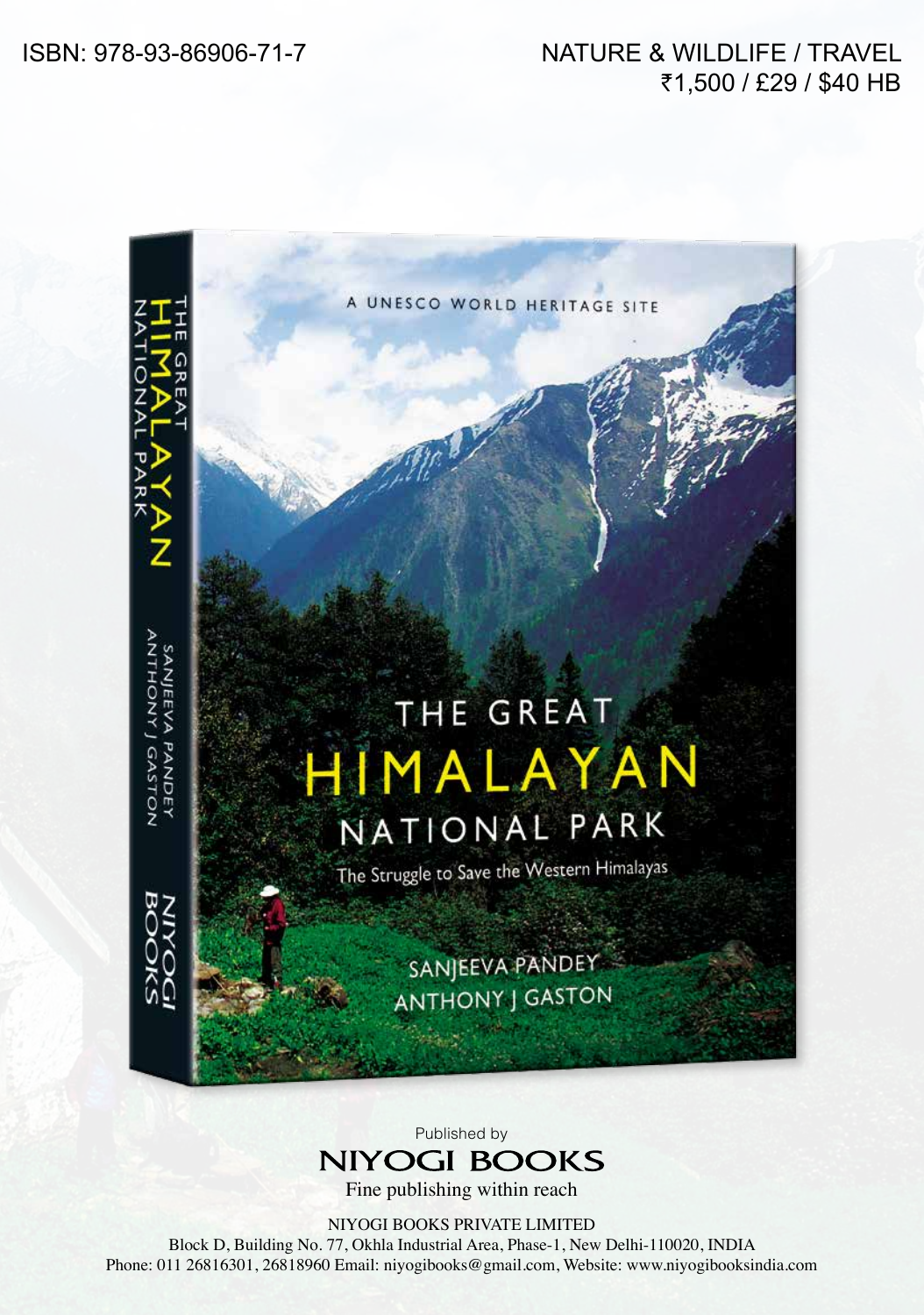ISBN: 978-93-86906-71-7

NATURE & WILDLIFE / TRAVEL
₹1,500 / £29 / $40 HB

A UNESCO WORLD HERITAGE SITE

# THE GREAT HIMALAYAN NATIONAL PARK

The Struggle to Save the Western Himalayas

SANJEEVA PANDEY
ANTHONY J GASTON

Published by
**NIYOGI BOOKS**
Fine publishing within reach

NIYOGI BOOKS PRIVATE LIMITED
Block D, Building No. 77, Okhla Industrial Area, Phase-1, New Delhi-110020, INDIA
Phone: 011 26816301, 26818960 Email: niyogibooks@gmail.com, Website: www.niyogibooksindia.com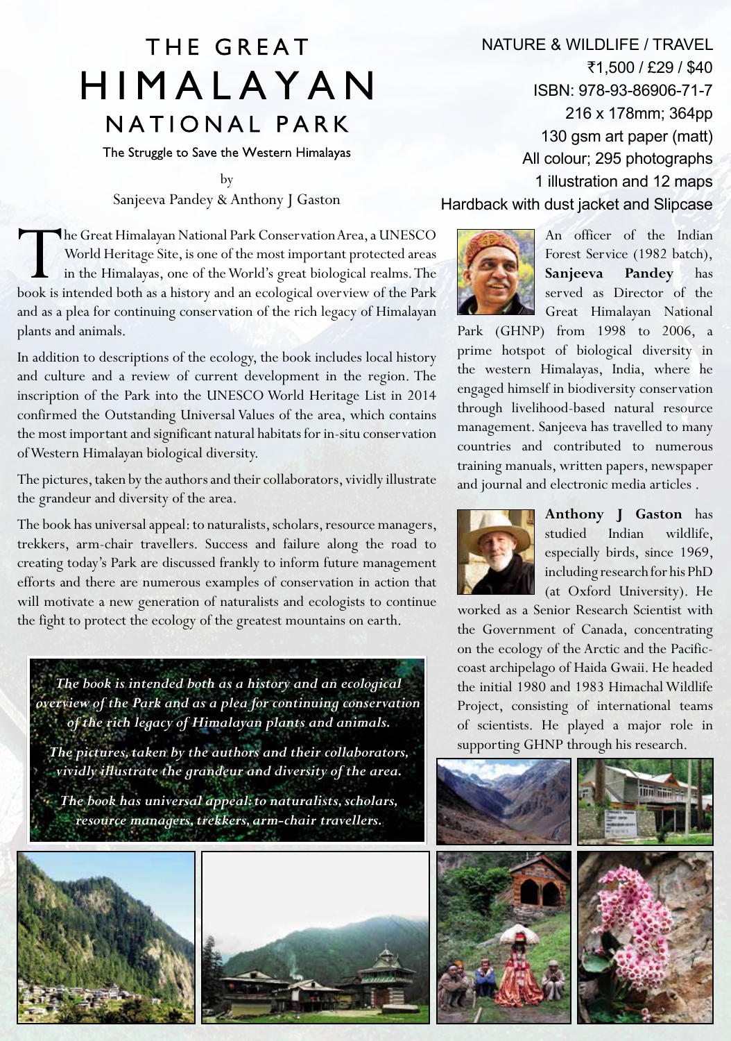# THE GREAT HIMALAYAN NATIONAL PARK

## The Struggle to Save the Western Himalayas

by

Sanjeeva Pandey & Anthony J Gaston

NATURE & WILDLIFE / TRAVEL

₹1,500 / £29 / $40

ISBN: 978-93-86906-71-7

216 x 178mm; 364pp

130 gsm art paper (matt)

All colour; 295 photographs

1 illustration and 12 maps

Hardback with dust jacket and Slipcase

The Great Himalayan National Park Conservation Area, a UNESCO World Heritage Site, is one of the most important protected areas in the Himalayas, one of the World's great biological realms. The book is intended both as a history and an ecological overview of the Park and as a plea for continuing conservation of the rich legacy of Himalayan plants and animals.

In addition to descriptions of the ecology, the book includes local history and culture and a review of current development in the region. The inscription of the Park into the UNESCO World Heritage List in 2014 confirmed the Outstanding Universal Values of the area, which contains the most important and significant natural habitats for in-situ conservation of Western Himalayan biological diversity.

The pictures, taken by the authors and their collaborators, vividly illustrate the grandeur and diversity of the area.

The book has universal appeal: to naturalists, scholars, resource managers, trekkers, arm-chair travellers. Success and failure along the road to creating today's Park are discussed frankly to inform future management efforts and there are numerous examples of conservation in action that will motivate a new generation of naturalists and ecologists to continue the fight to protect the ecology of the greatest mountains on earth.

*The book is intended both as a history and an ecological overview of the Park and as a plea for continuing conservation of the rich legacy of Himalayan plants and animals.*

*The pictures, taken by the authors and their collaborators, vividly illustrate the grandeur and diversity of the area.*

*The book has universal appeal: to naturalists, scholars, resource managers, trekkers, arm-chair travellers.*

An officer of the Indian Forest Service (1982 batch), **Sanjeeva Pandey** has served as Director of the Great Himalayan National Park (GHNP) from 1998 to 2006, a prime hotspot of biological diversity in the western Himalayas, India, where he engaged himself in biodiversity conservation through livelihood-based natural resource management. Sanjeeva has travelled to many countries and contributed to numerous training manuals, written papers, newspaper and journal and electronic media articles .

**Anthony J Gaston** has studied Indian wildlife, especially birds, since 1969, including research for his PhD (at Oxford University). He worked as a Senior Research Scientist with the Government of Canada, concentrating on the ecology of the Arctic and the Pacific-coast archipelago of Haida Gwaii. He headed the initial 1980 and 1983 Himachal Wildlife Project, consisting of international teams of scientists. He played a major role in supporting GHNP through his research.